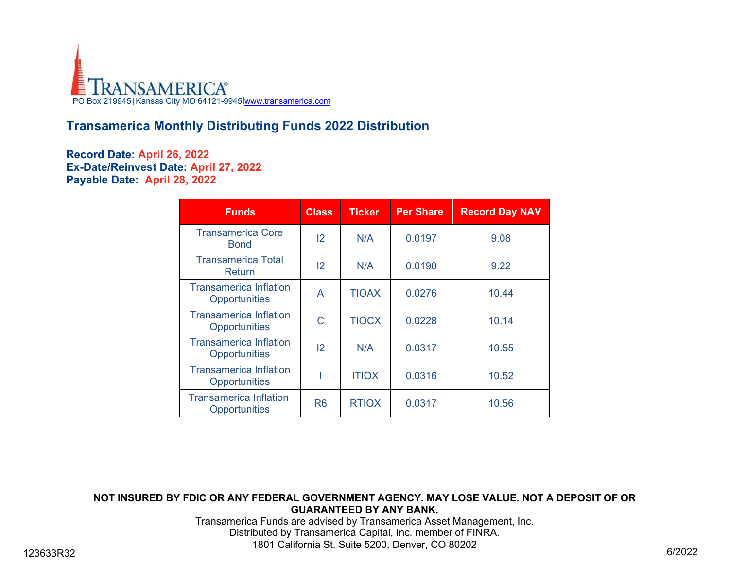TRANSAMERICA®
PO Box 219945 | Kansas City MO 64121-9945 | www.transamerica.com

## Transamerica Monthly Distributing Funds 2022 Distribution

**Record Date: April 26, 2022**
**Ex-Date/Reinvest Date: April 27, 2022**
**Payable Date: April 28, 2022**

| Funds | Class | Ticker | Per Share | Record Day NAV |
|---|---|---|---|---|
| Transamerica Core Bond | I2 | N/A | 0.0197 | 9.08 |
| Transamerica Total Return | I2 | N/A | 0.0190 | 9.22 |
| Transamerica Inflation Opportunities | A | TIOAX | 0.0276 | 10.44 |
| Transamerica Inflation Opportunities | C | TIOCX | 0.0228 | 10.14 |
| Transamerica Inflation Opportunities | I2 | N/A | 0.0317 | 10.55 |
| Transamerica Inflation Opportunities | I | ITIOX | 0.0316 | 10.52 |
| Transamerica Inflation Opportunities | R6 | RTIOX | 0.0317 | 10.56 |

**NOT INSURED BY FDIC OR ANY FEDERAL GOVERNMENT AGENCY. MAY LOSE VALUE. NOT A DEPOSIT OF OR GUARANTEED BY ANY BANK.**

Transamerica Funds are advised by Transamerica Asset Management, Inc.
Distributed by Transamerica Capital, Inc. member of FINRA.
1801 California St. Suite 5200, Denver, CO 80202

123633R32

6/2022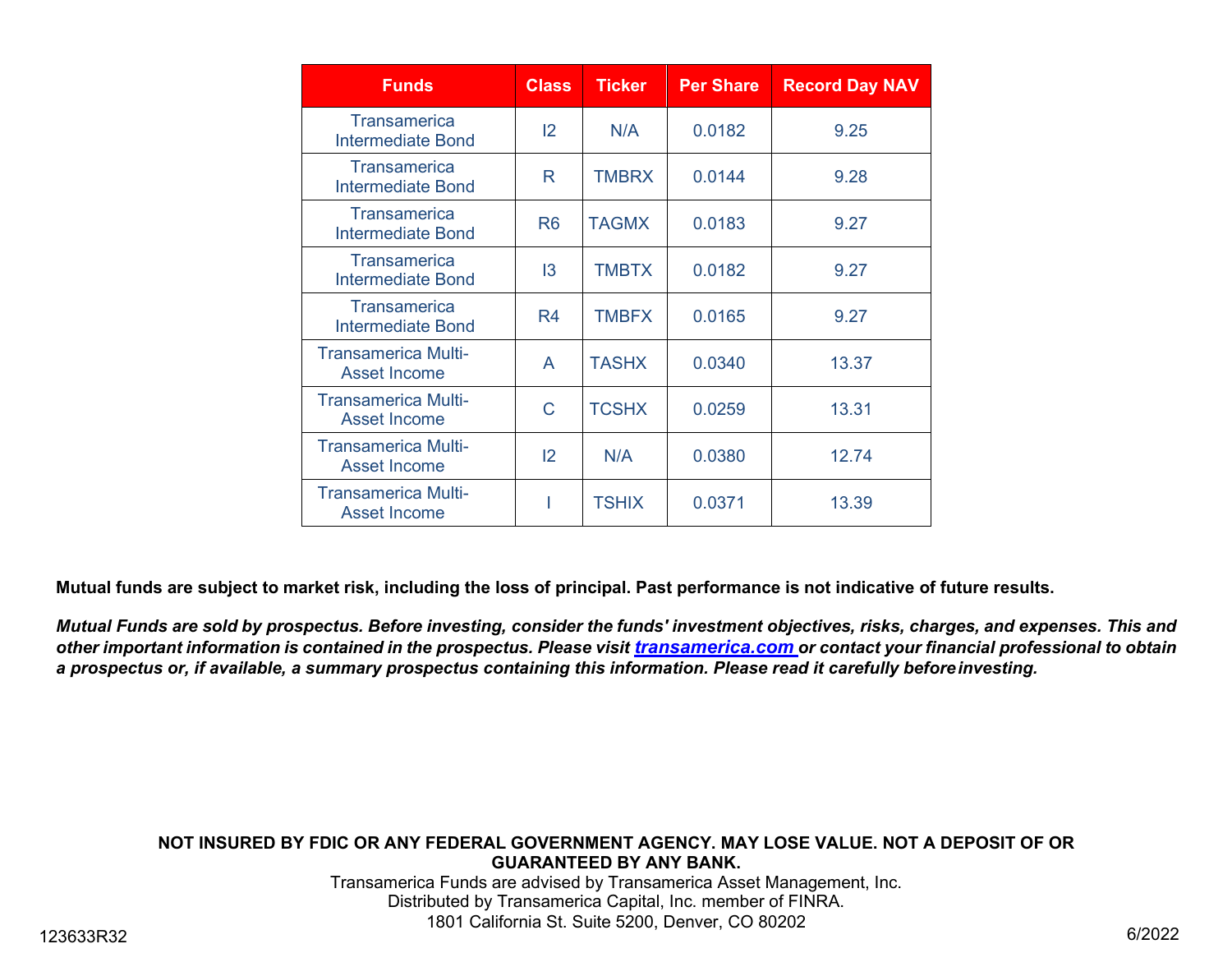| Funds | Class | Ticker | Per Share | Record Day NAV |
|---|---|---|---|---|
| Transamerica Intermediate Bond | I2 | N/A | 0.0182 | 9.25 |
| Transamerica Intermediate Bond | R | TMBRX | 0.0144 | 9.28 |
| Transamerica Intermediate Bond | R6 | TAGMX | 0.0183 | 9.27 |
| Transamerica Intermediate Bond | I3 | TMBTX | 0.0182 | 9.27 |
| Transamerica Intermediate Bond | R4 | TMBFX | 0.0165 | 9.27 |
| Transamerica Multi-Asset Income | A | TASHX | 0.0340 | 13.37 |
| Transamerica Multi-Asset Income | C | TCSHX | 0.0259 | 13.31 |
| Transamerica Multi-Asset Income | I2 | N/A | 0.0380 | 12.74 |
| Transamerica Multi-Asset Income | I | TSHIX | 0.0371 | 13.39 |

**Mutual funds are subject to market risk, including the loss of principal. Past performance is not indicative of future results.**

***Mutual Funds are sold by prospectus. Before investing, consider the funds' investment objectives, risks, charges, and expenses. This and other important information is contained in the prospectus. Please visit transamerica.com or contact your financial professional to obtain a prospectus or, if available, a summary prospectus containing this information. Please read it carefully before investing.***

**NOT INSURED BY FDIC OR ANY FEDERAL GOVERNMENT AGENCY. MAY LOSE VALUE. NOT A DEPOSIT OF OR GUARANTEED BY ANY BANK.**

Transamerica Funds are advised by Transamerica Asset Management, Inc.
Distributed by Transamerica Capital, Inc. member of FINRA.
1801 California St. Suite 5200, Denver, CO 80202

123633R32

6/2022